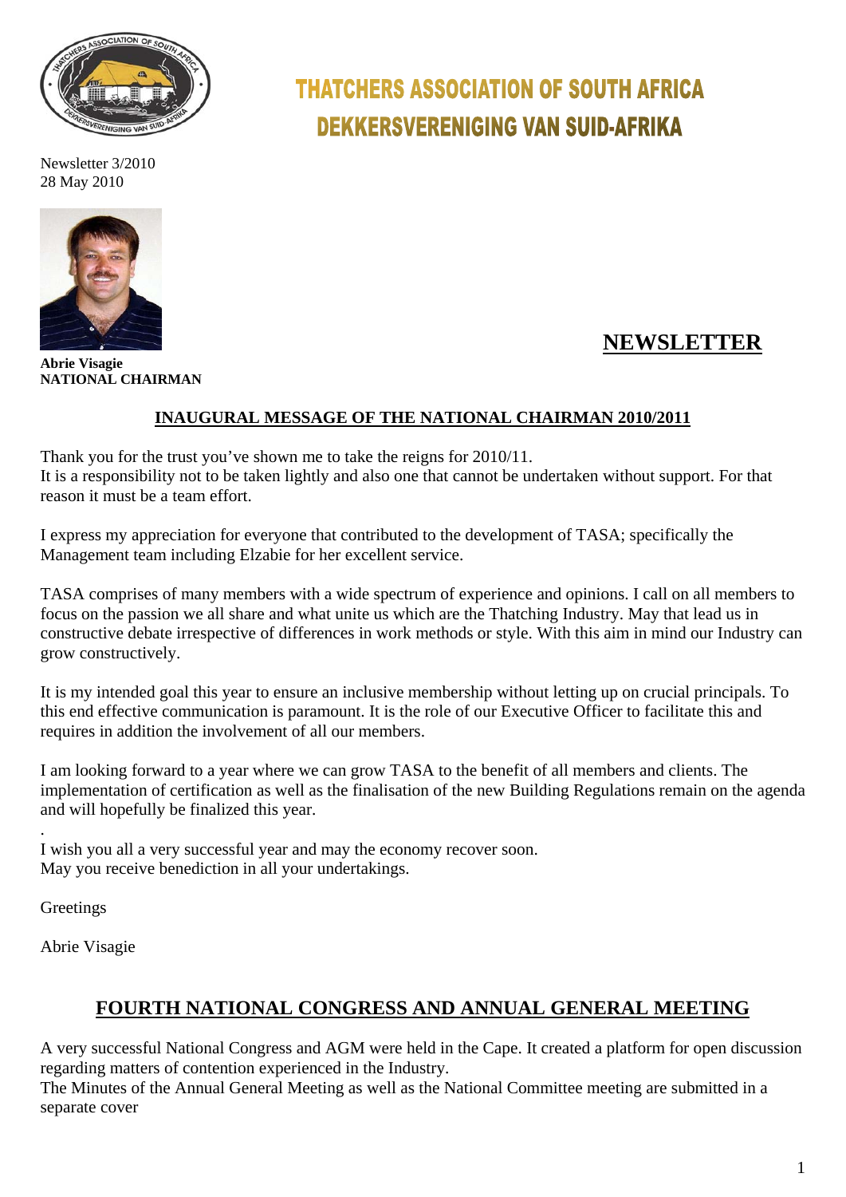# THATCHERS ASSOCIATION OF SOUTH AFRICA
# DEKKERSVERENIGING VAN SUID-AFRIKA

Newsletter 3/2010
28 May 2010

**Abrie Visagie**
**NATIONAL CHAIRMAN**

## NEWSLETTER

### INAUGURAL MESSAGE OF THE NATIONAL CHAIRMAN 2010/2011

Thank you for the trust you've shown me to take the reigns for 2010/11.
It is a responsibility not to be taken lightly and also one that cannot be undertaken without support. For that reason it must be a team effort.

I express my appreciation for everyone that contributed to the development of TASA; specifically the Management team including Elzabie for her excellent service.

TASA comprises of many members with a wide spectrum of experience and opinions. I call on all members to focus on the passion we all share and what unite us which are the Thatching Industry. May that lead us in constructive debate irrespective of differences in work methods or style. With this aim in mind our Industry can grow constructively.

It is my intended goal this year to ensure an inclusive membership without letting up on crucial principals. To this end effective communication is paramount. It is the role of our Executive Officer to facilitate this and requires in addition the involvement of all our members.

I am looking forward to a year where we can grow TASA to the benefit of all members and clients. The implementation of certification as well as the finalisation of the new Building Regulations remain on the agenda and will hopefully be finalized this year.

.
I wish you all a very successful year and may the economy recover soon.
May you receive benediction in all your undertakings.

Greetings

Abrie Visagie

## FOURTH NATIONAL CONGRESS AND ANNUAL GENERAL MEETING

A very successful National Congress and AGM were held in the Cape. It created a platform for open discussion regarding matters of contention experienced in the Industry.
The Minutes of the Annual General Meeting as well as the National Committee meeting are submitted in a separate cover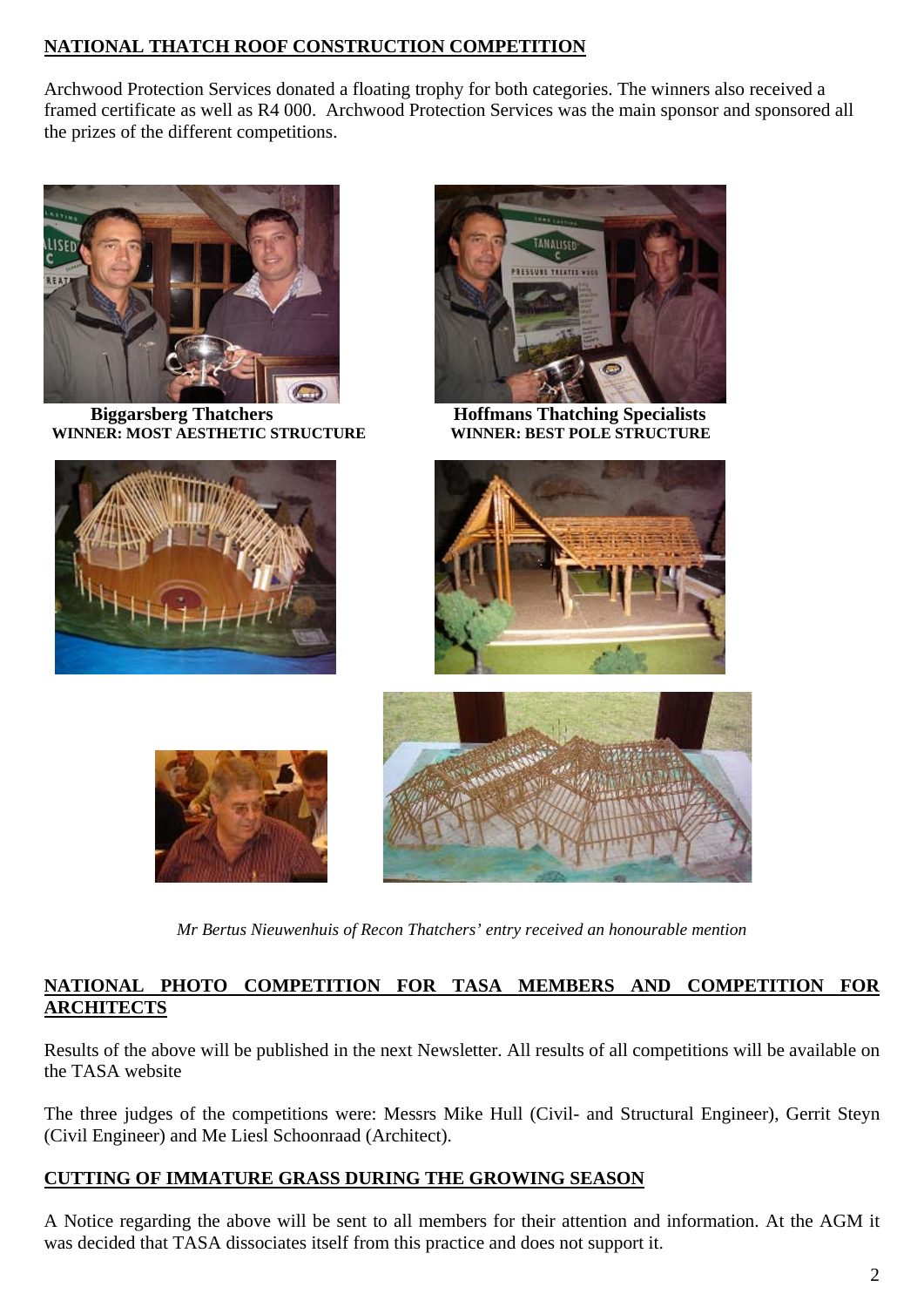## NATIONAL THATCH ROOF CONSTRUCTION COMPETITION

Archwood Protection Services donated a floating trophy for both categories. The winners also received a framed certificate as well as R4 000. Archwood Protection Services was the main sponsor and sponsored all the prizes of the different competitions.

**Biggarsberg Thatchers**
**WINNER: MOST AESTHETIC STRUCTURE**

**Hoffmans Thatching Specialists**
**WINNER: BEST POLE STRUCTURE**

*Mr Bertus Nieuwenhuis of Recon Thatchers' entry received an honourable mention*

## NATIONAL PHOTO COMPETITION FOR TASA MEMBERS AND COMPETITION FOR ARCHITECTS

Results of the above will be published in the next Newsletter. All results of all competitions will be available on the TASA website

The three judges of the competitions were: Messrs Mike Hull (Civil- and Structural Engineer), Gerrit Steyn (Civil Engineer) and Me Liesl Schoonraad (Architect).

## CUTTING OF IMMATURE GRASS DURING THE GROWING SEASON

A Notice regarding the above will be sent to all members for their attention and information. At the AGM it was decided that TASA dissociates itself from this practice and does not support it.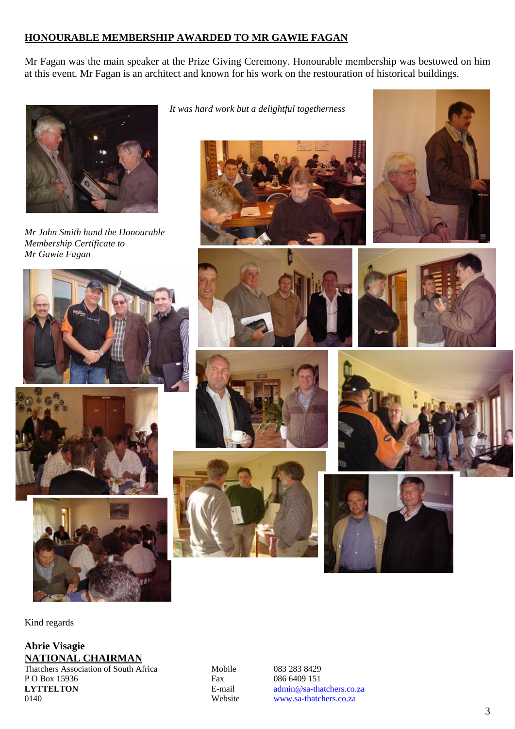## HONOURABLE MEMBERSHIP AWARDED TO MR GAWIE FAGAN

Mr Fagan was the main speaker at the Prize Giving Ceremony. Honourable membership was bestowed on him at this event. Mr Fagan is an architect and known for his work on the restouration of historical buildings.

*It was hard work but a delightful togetherness*

*Mr John Smith hand the Honourable Membership Certificate to Mr Gawie Fagan*

Kind regards

**Abrie Visagie**
**NATIONAL CHAIRMAN**
Thatchers Association of South Africa
P O Box 15936
**LYTTELTON**
0140

| | |
|---|---|
| Mobile | 083 283 8429 |
| Fax | 086 6409 151 |
| E-mail | admin@sa-thatchers.co.za |
| Website | www.sa-thatchers.co.za |